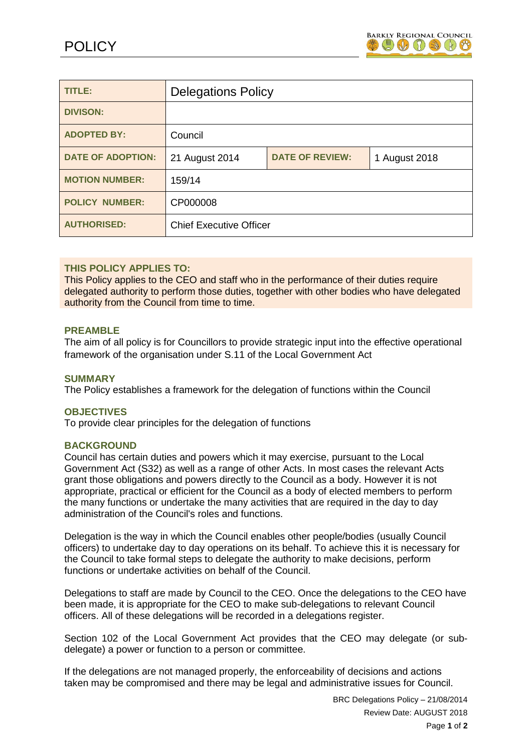# POLICY

| TITLE: | Delegations Policy | | |
|---|---|---|---|
| DIVISON: | | | |
| ADOPTED BY: | Council | | |
| DATE OF ADOPTION: | 21 August 2014 | DATE OF REVIEW: | 1 August 2018 |
| MOTION NUMBER: | 159/14 | | |
| POLICY NUMBER: | CP000008 | | |
| AUTHORISED: | Chief Executive Officer | | |

**THIS POLICY APPLIES TO:**
This Policy applies to the CEO and staff who in the performance of their duties require delegated authority to perform those duties, together with other bodies who have delegated authority from the Council from time to time.

## PREAMBLE

The aim of all policy is for Councillors to provide strategic input into the effective operational framework of the organisation under S.11 of the Local Government Act

## SUMMARY

The Policy establishes a framework for the delegation of functions within the Council

## OBJECTIVES

To provide clear principles for the delegation of functions

## BACKGROUND

Council has certain duties and powers which it may exercise, pursuant to the Local Government Act (S32) as well as a range of other Acts. In most cases the relevant Acts grant those obligations and powers directly to the Council as a body. However it is not appropriate, practical or efficient for the Council as a body of elected members to perform the many functions or undertake the many activities that are required in the day to day administration of the Council's roles and functions.

Delegation is the way in which the Council enables other people/bodies (usually Council officers) to undertake day to day operations on its behalf. To achieve this it is necessary for the Council to take formal steps to delegate the authority to make decisions, perform functions or undertake activities on behalf of the Council.

Delegations to staff are made by Council to the CEO. Once the delegations to the CEO have been made, it is appropriate for the CEO to make sub-delegations to relevant Council officers. All of these delegations will be recorded in a delegations register.

Section 102 of the Local Government Act provides that the CEO may delegate (or sub-delegate) a power or function to a person or committee.

If the delegations are not managed properly, the enforceability of decisions and actions taken may be compromised and there may be legal and administrative issues for Council.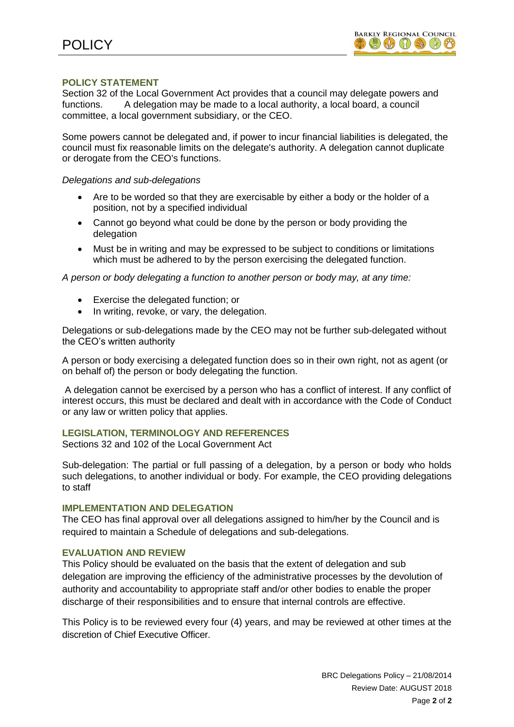# POLICY

## POLICY STATEMENT

Section 32 of the Local Government Act provides that a council may delegate powers and functions. A delegation may be made to a local authority, a local board, a council committee, a local government subsidiary, or the CEO.

Some powers cannot be delegated and, if power to incur financial liabilities is delegated, the council must fix reasonable limits on the delegate's authority. A delegation cannot duplicate or derogate from the CEO's functions.

*Delegations and sub-delegations*

- Are to be worded so that they are exercisable by either a body or the holder of a position, not by a specified individual
- Cannot go beyond what could be done by the person or body providing the delegation
- Must be in writing and may be expressed to be subject to conditions or limitations which must be adhered to by the person exercising the delegated function.

*A person or body delegating a function to another person or body may, at any time:*

- Exercise the delegated function; or
- In writing, revoke, or vary, the delegation.

Delegations or sub-delegations made by the CEO may not be further sub-delegated without the CEO's written authority

A person or body exercising a delegated function does so in their own right, not as agent (or on behalf of) the person or body delegating the function.

A delegation cannot be exercised by a person who has a conflict of interest. If any conflict of interest occurs, this must be declared and dealt with in accordance with the Code of Conduct or any law or written policy that applies.

## LEGISLATION, TERMINOLOGY AND REFERENCES

Sections 32 and 102 of the Local Government Act

Sub-delegation: The partial or full passing of a delegation, by a person or body who holds such delegations, to another individual or body. For example, the CEO providing delegations to staff

## IMPLEMENTATION AND DELEGATION

The CEO has final approval over all delegations assigned to him/her by the Council and is required to maintain a Schedule of delegations and sub-delegations.

## EVALUATION AND REVIEW

This Policy should be evaluated on the basis that the extent of delegation and sub delegation are improving the efficiency of the administrative processes by the devolution of authority and accountability to appropriate staff and/or other bodies to enable the proper discharge of their responsibilities and to ensure that internal controls are effective.

This Policy is to be reviewed every four (4) years, and may be reviewed at other times at the discretion of Chief Executive Officer.

BRC Delegations Policy – 21/08/2014
Review Date: AUGUST 2018